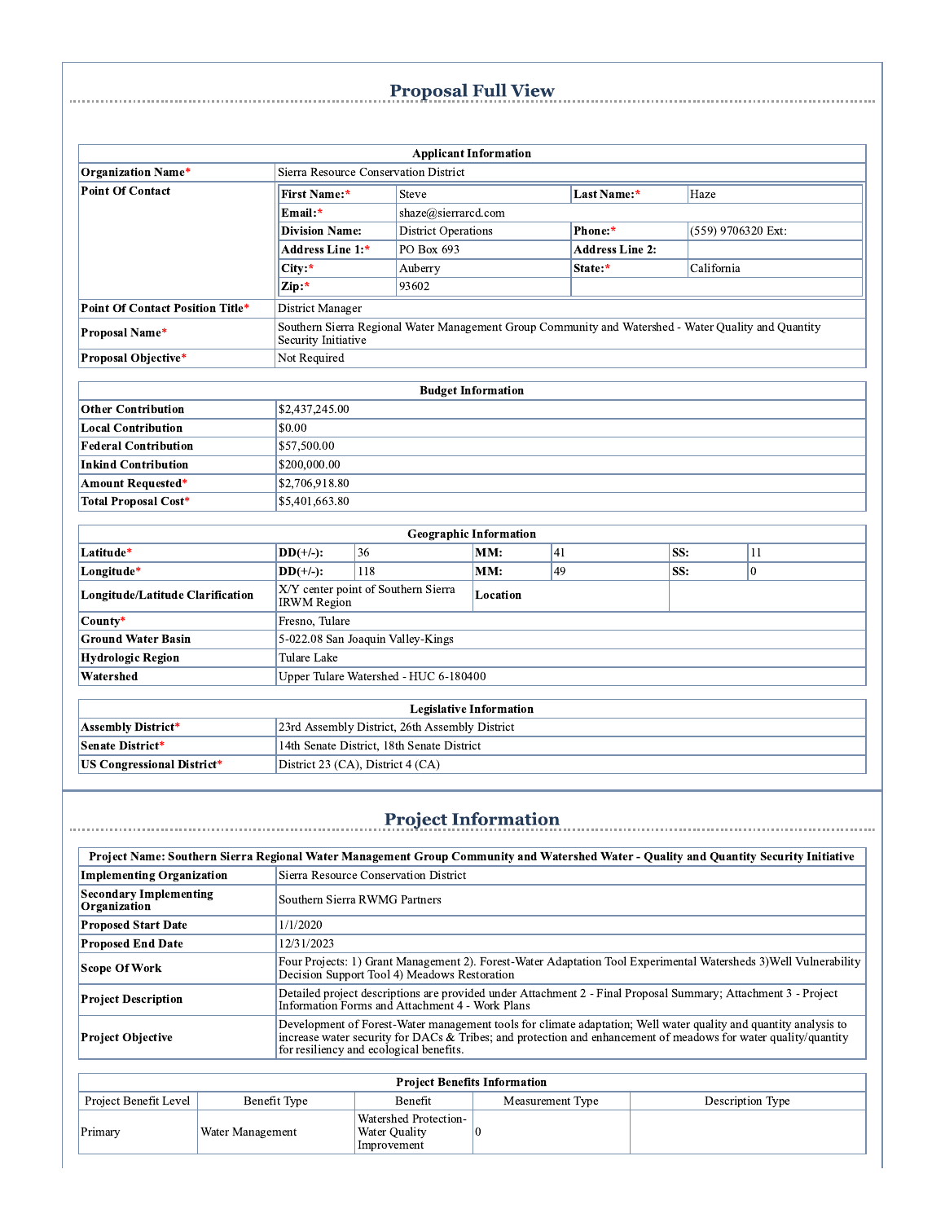# Proposal Full View

| Applicant Information | | | | |
|---|---|---|---|---|
| **Organization Name*** | Sierra Resource Conservation District | | | |
| **Point Of Contact** | **First Name:*** | Steve | **Last Name:*** | Haze |
| | **Email:*** | shaze@sierrarcd.com | | |
| | **Division Name:** | District Operations | **Phone:*** | (559) 9706320 Ext: |
| | **Address Line 1:*** | PO Box 693 | **Address Line 2:** | |
| | **City:*** | Auberry | **State:*** | California |
| | **Zip:*** | 93602 | | |
| **Point Of Contact Position Title*** | District Manager | | | |
| **Proposal Name*** | Southern Sierra Regional Water Management Group Community and Watershed - Water Quality and Quantity Security Initiative | | | |
| **Proposal Objective*** | Not Required | | | |

| Budget Information | |
|---|---|
| **Other Contribution** | $2,437,245.00 |
| **Local Contribution** | $0.00 |
| **Federal Contribution** | $57,500.00 |
| **Inkind Contribution** | $200,000.00 |
| **Amount Requested*** | $2,706,918.80 |
| **Total Proposal Cost*** | $5,401,663.80 |

| Geographic Information | | | | | | |
|---|---|---|---|---|---|---|
| **Latitude*** | **DD(+/-):** | 36 | **MM:** | 41 | **SS:** | 11 |
| **Longitude*** | **DD(+/-):** | 118 | **MM:** | 49 | **SS:** | 0 |
| **Longitude/Latitude Clarification** | X/Y center point of Southern Sierra IRWM Region | | **Location** | | | |
| **County*** | Fresno, Tulare | | | | | |
| **Ground Water Basin** | 5-022.08 San Joaquin Valley-Kings | | | | | |
| **Hydrologic Region** | Tulare Lake | | | | | |
| **Watershed** | Upper Tulare Watershed - HUC 6-180400 | | | | | |

| Legislative Information | |
|---|---|
| **Assembly District*** | 23rd Assembly District, 26th Assembly District |
| **Senate District*** | 14th Senate District, 18th Senate District |
| **US Congressional District*** | District 23 (CA), District 4 (CA) |

# Project Information

| Project Name: Southern Sierra Regional Water Management Group Community and Watershed Water - Quality and Quantity Security Initiative | |
|---|---|
| **Implementing Organization** | Sierra Resource Conservation District |
| **Secondary Implementing Organization** | Southern Sierra RWMG Partners |
| **Proposed Start Date** | 1/1/2020 |
| **Proposed End Date** | 12/31/2023 |
| **Scope Of Work** | Four Projects: 1) Grant Management 2). Forest-Water Adaptation Tool Experimental Watersheds 3)Well Vulnerability Decision Support Tool 4) Meadows Restoration |
| **Project Description** | Detailed project descriptions are provided under Attachment 2 - Final Proposal Summary; Attachment 3 - Project Information Forms and Attachment 4 - Work Plans |
| **Project Objective** | Development of Forest-Water management tools for climate adaptation; Well water quality and quantity analysis to increase water security for DACs & Tribes; and protection and enhancement of meadows for water quality/quantity for resiliency and ecological benefits. |

| Project Benefits Information | | | | |
|---|---|---|---|---|
| Project Benefit Level | Benefit Type | Benefit | Measurement Type | Description Type |
| Primary | Water Management | Watershed Protection-Water Quality Improvement | 0 | |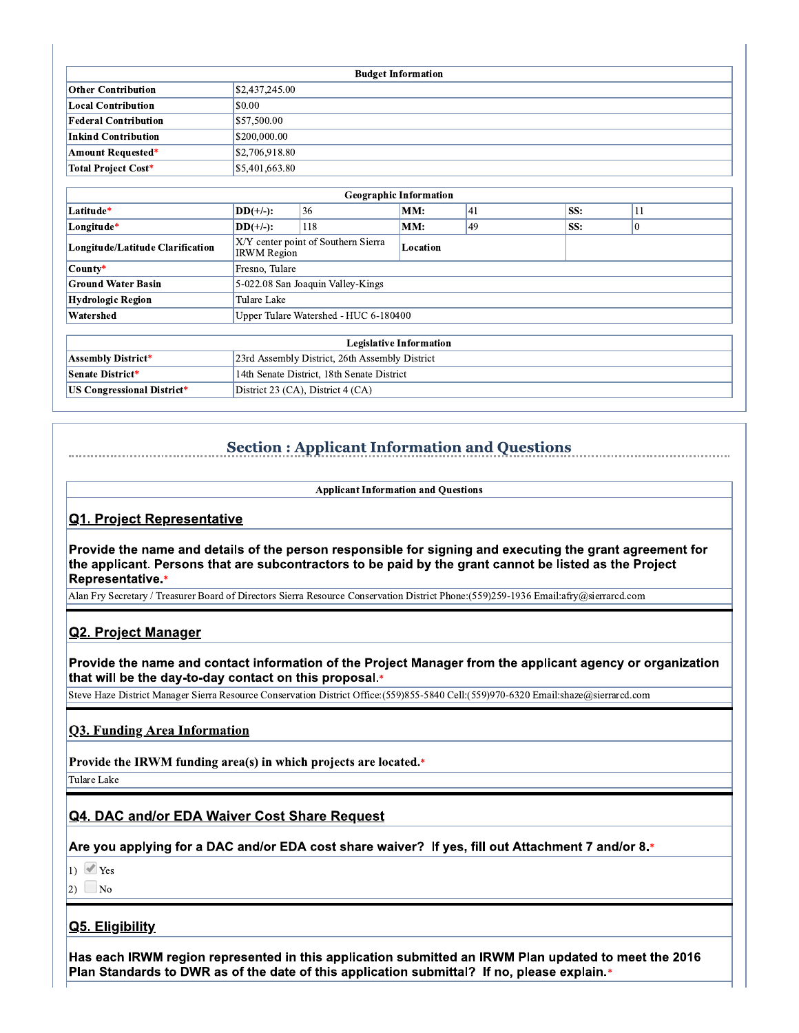| Budget Information | |
|---|---|
| Other Contribution | $2,437,245.00 |
| Local Contribution | $0.00 |
| Federal Contribution | $57,500.00 |
| Inkind Contribution | $200,000.00 |
| Amount Requested* | $2,706,918.80 |
| Total Project Cost* | $5,401,663.80 |

| Geographic Information | | | | | | |
|---|---|---|---|---|---|---|
| Latitude* | DD(+/-): | 36 | MM: | 41 | SS: | 11 |
| Longitude* | DD(+/-): | 118 | MM: | 49 | SS: | 0 |
| Longitude/Latitude Clarification | X/Y center point of Southern Sierra IRWM Region | | Location | | | |
| County* | Fresno, Tulare | | | | | |
| Ground Water Basin | 5-022.08 San Joaquin Valley-Kings | | | | | |
| Hydrologic Region | Tulare Lake | | | | | |
| Watershed | Upper Tulare Watershed - HUC 6-180400 | | | | | |

| Legislative Information | |
|---|---|
| Assembly District* | 23rd Assembly District, 26th Assembly District |
| Senate District* | 14th Senate District, 18th Senate District |
| US Congressional District* | District 23 (CA), District 4 (CA) |

## Section : Applicant Information and Questions

**Applicant Information and Questions**

### Q1. Project Representative

**Provide the name and details of the person responsible for signing and executing the grant agreement for the applicant. Persons that are subcontractors to be paid by the grant cannot be listed as the Project Representative.***

Alan Fry Secretary / Treasurer Board of Directors Sierra Resource Conservation District Phone:(559)259-1936 Email:afry@sierrarcd.com

### Q2. Project Manager

**Provide the name and contact information of the Project Manager from the applicant agency or organization that will be the day-to-day contact on this proposal.***

Steve Haze District Manager Sierra Resource Conservation District Office:(559)855-5840 Cell:(559)970-6320 Email:shaze@sierrarcd.com

### Q3. Funding Area Information

**Provide the IRWM funding area(s) in which projects are located.***

Tulare Lake

### Q4. DAC and/or EDA Waiver Cost Share Request

**Are you applying for a DAC and/or EDA cost share waiver? If yes, fill out Attachment 7 and/or 8.***

1) ☑ Yes

2) ☐ No

### Q5. Eligibility

**Has each IRWM region represented in this application submitted an IRWM Plan updated to meet the 2016 Plan Standards to DWR as of the date of this application submittal? If no, please explain.***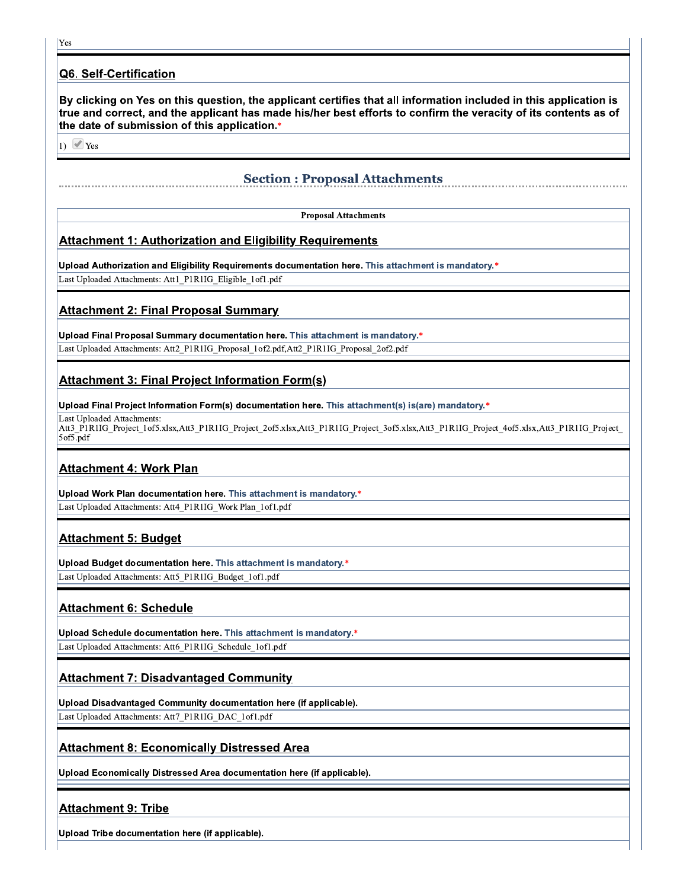Yes

## Q6. Self-Certification

**By clicking on Yes on this question, the applicant certifies that all information included in this application is true and correct, and the applicant has made his/her best efforts to confirm the veracity of its contents as of the date of submission of this application.***

1) ☑ Yes

# Section : Proposal Attachments

**Proposal Attachments**

### Attachment 1: Authorization and Eligibility Requirements

**Upload Authorization and Eligibility Requirements documentation here.** This attachment is mandatory.*

Last Uploaded Attachments: Att1_P1R1IG_Eligible_1of1.pdf

### Attachment 2: Final Proposal Summary

**Upload Final Proposal Summary documentation here.** This attachment is mandatory.*

Last Uploaded Attachments: Att2_P1R1IG_Proposal_1of2.pdf,Att2_P1R1IG_Proposal_2of2.pdf

### Attachment 3: Final Project Information Form(s)

**Upload Final Project Information Form(s) documentation here.** This attachment(s) is(are) mandatory.*

Last Uploaded Attachments: Att3_P1R1IG_Project_1of5.xlsx,Att3_P1R1IG_Project_2of5.xlsx,Att3_P1R1IG_Project_3of5.xlsx,Att3_P1R1IG_Project_4of5.xlsx,Att3_P1R1IG_Project_5of5.pdf

### Attachment 4: Work Plan

**Upload Work Plan documentation here.** This attachment is mandatory.*

Last Uploaded Attachments: Att4_P1R1IG_Work Plan_1of1.pdf

### Attachment 5: Budget

**Upload Budget documentation here.** This attachment is mandatory.*

Last Uploaded Attachments: Att5_P1R1IG_Budget_1of1.pdf

### Attachment 6: Schedule

**Upload Schedule documentation here.** This attachment is mandatory.*

Last Uploaded Attachments: Att6_P1R1IG_Schedule_1of1.pdf

### Attachment 7: Disadvantaged Community

**Upload Disadvantaged Community documentation here (if applicable).**

Last Uploaded Attachments: Att7_P1R1IG_DAC_1of1.pdf

### Attachment 8: Economically Distressed Area

**Upload Economically Distressed Area documentation here (if applicable).**

### Attachment 9: Tribe

**Upload Tribe documentation here (if applicable).**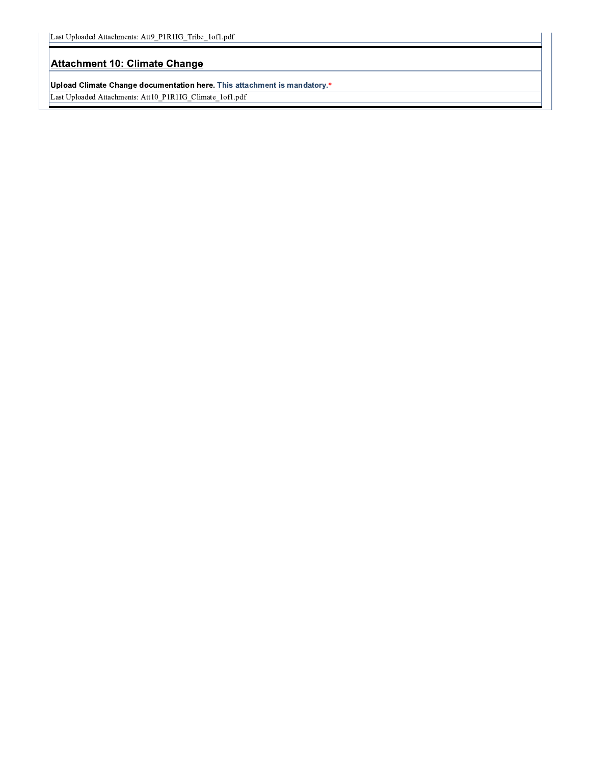Last Uploaded Attachments: Att9_P1R1IG_Tribe_1of1.pdf

## Attachment 10: Climate Change

**Upload Climate Change documentation here.** **This attachment is mandatory.***

Last Uploaded Attachments: Att10_P1R1IG_Climate_1of1.pdf